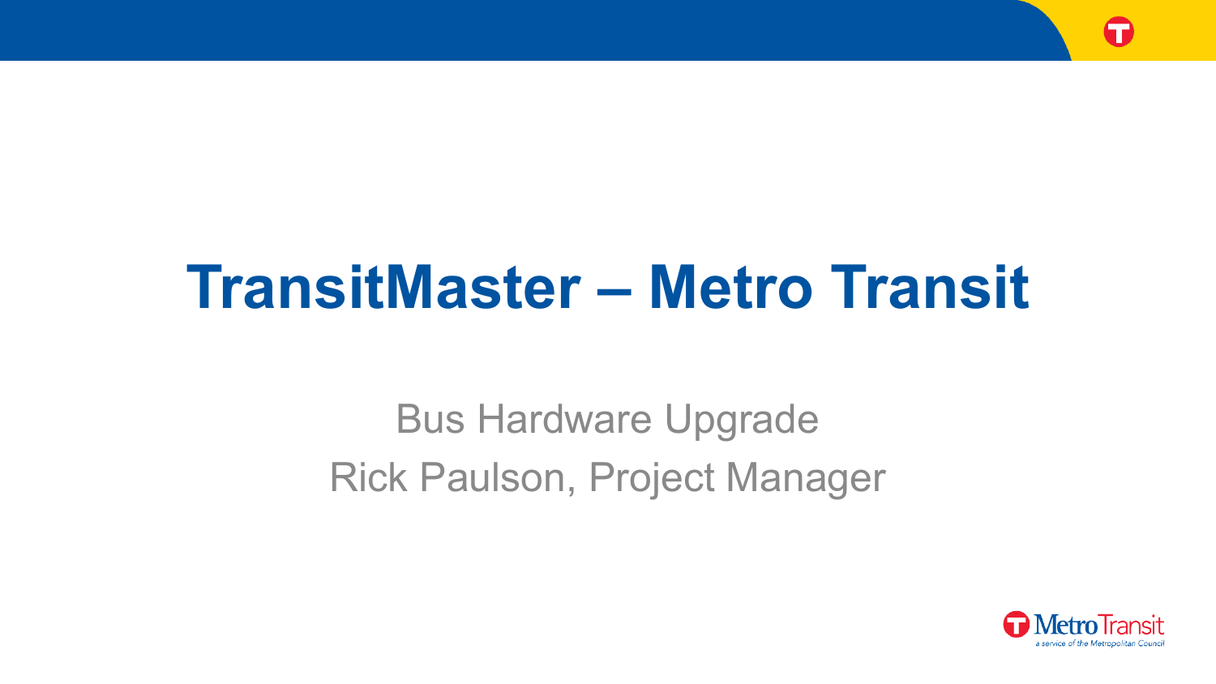# TransitMaster – Metro Transit

Bus Hardware Upgrade

Rick Paulson, Project Manager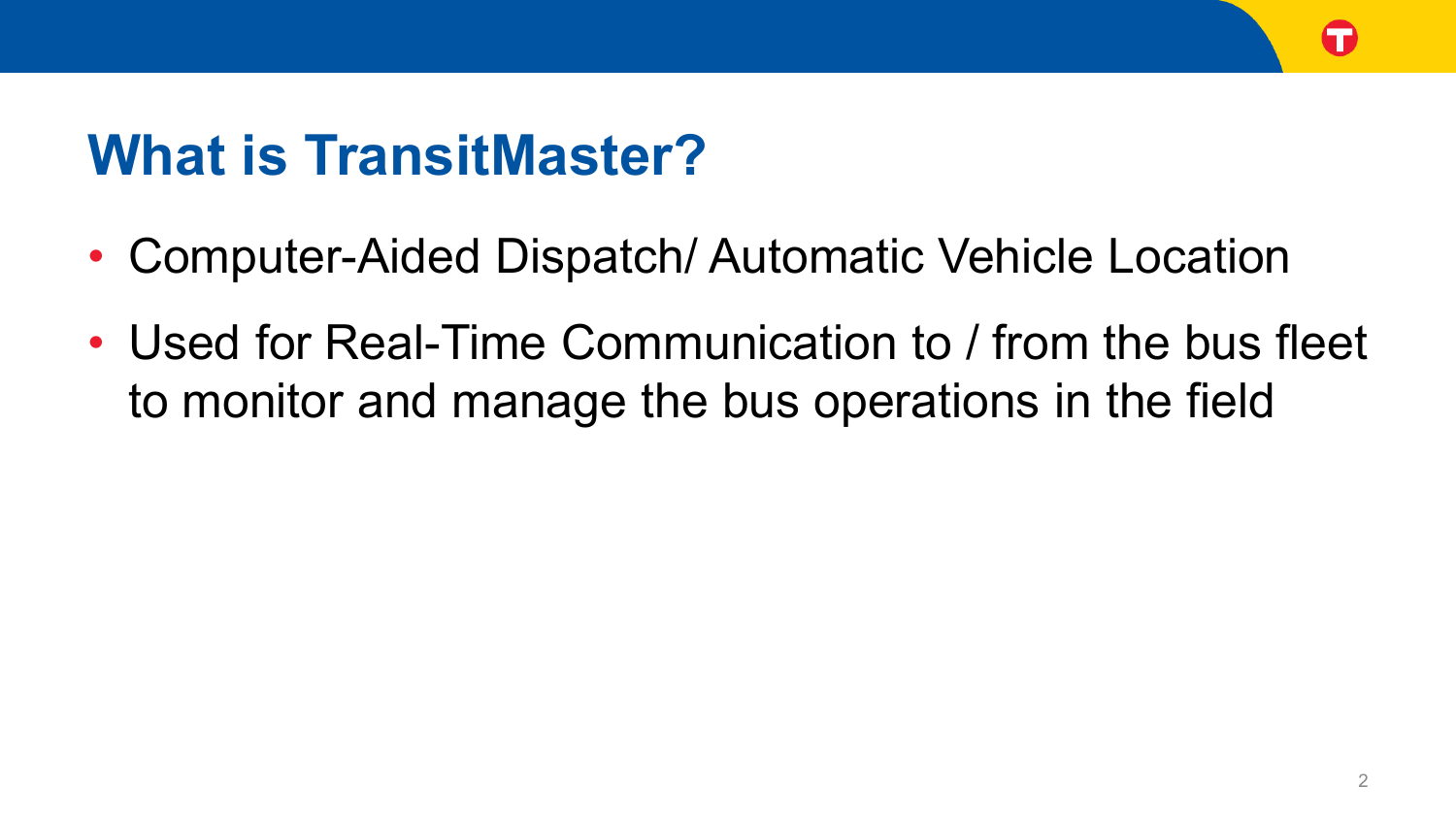# What is TransitMaster?

- Computer-Aided Dispatch/ Automatic Vehicle Location
- Used for Real-Time Communication to / from the bus fleet to monitor and manage the bus operations in the field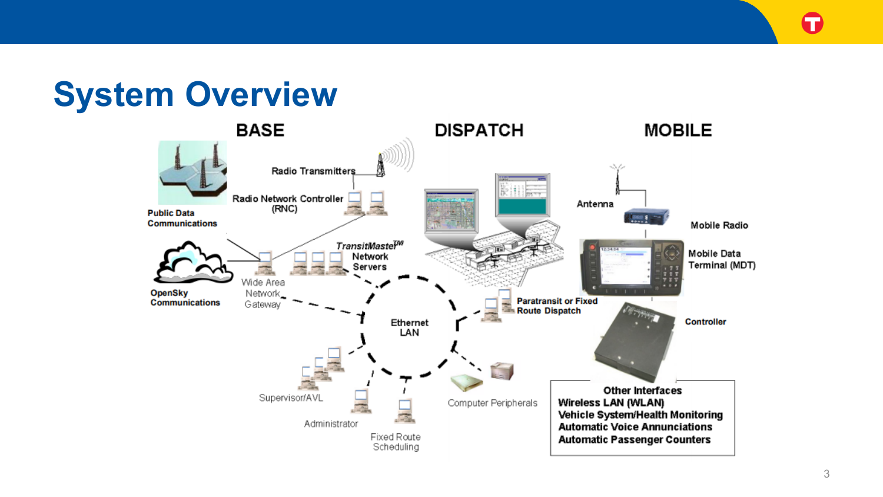# System Overview

## BASE

Public Data Communications

Radio Transmitters

Radio Network Controller (RNC)

OpenSky Communications

Wide Area Network Gateway

*TransitMaster*™ Network Servers

Supervisor/AVL

Administrator

Fixed Route Scheduling

Ethernet LAN

## DISPATCH

Paratransit or Fixed Route Dispatch

Computer Peripherals

## MOBILE

Antenna

Mobile Radio

Mobile Data Terminal (MDT)

Controller

**Other Interfaces**

- Wireless LAN (WLAN)
- Vehicle System/Health Monitoring
- Automatic Voice Annunciations
- Automatic Passenger Counters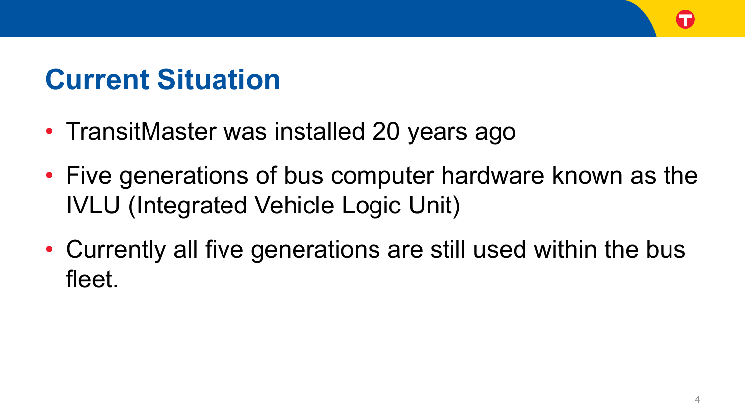# Current Situation

- TransitMaster was installed 20 years ago
- Five generations of bus computer hardware known as the IVLU (Integrated Vehicle Logic Unit)
- Currently all five generations are still used within the bus fleet.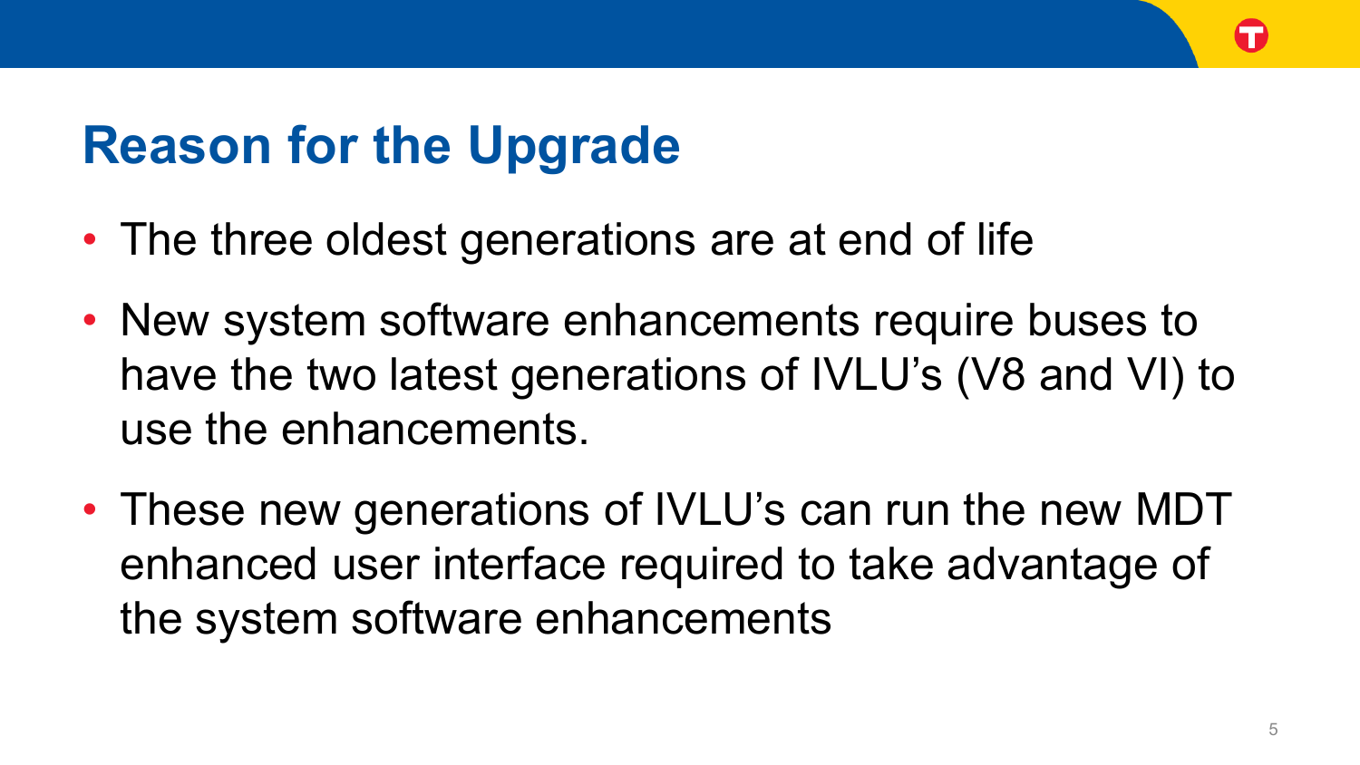# Reason for the Upgrade

- The three oldest generations are at end of life
- New system software enhancements require buses to have the two latest generations of IVLU's (V8 and VI) to use the enhancements.
- These new generations of IVLU's can run the new MDT enhanced user interface required to take advantage of the system software enhancements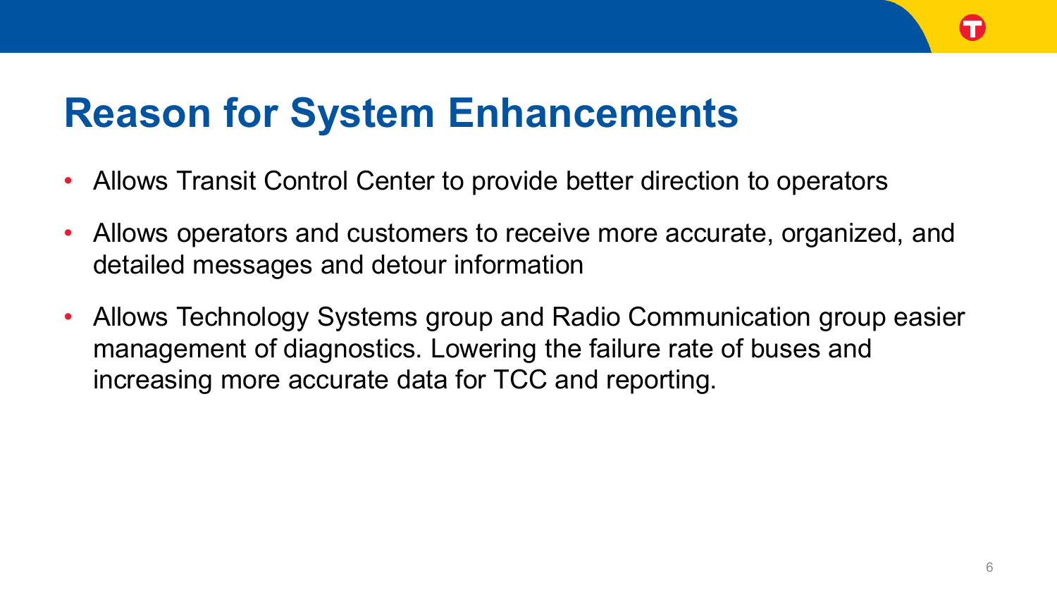# Reason for System Enhancements

- Allows Transit Control Center to provide better direction to operators
- Allows operators and customers to receive more accurate, organized, and detailed messages and detour information
- Allows Technology Systems group and Radio Communication group easier management of diagnostics. Lowering the failure rate of buses and increasing more accurate data for TCC and reporting.